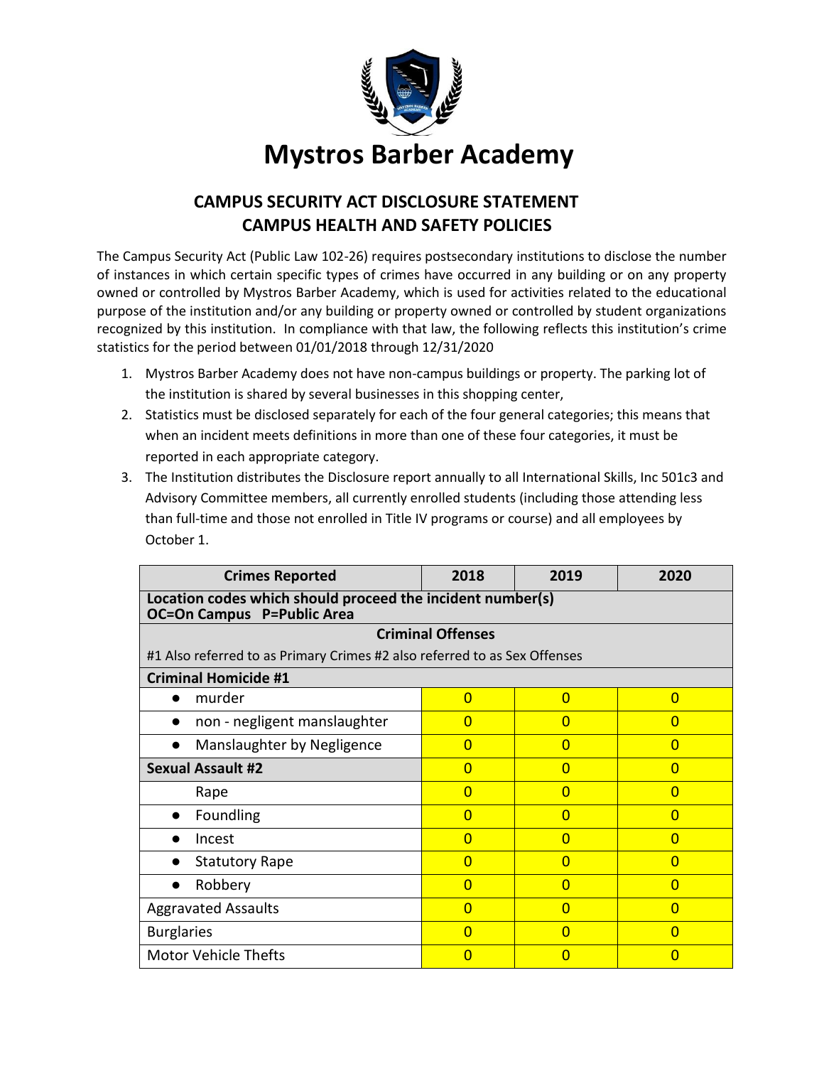# Mystros Barber Academy

## CAMPUS SECURITY ACT DISCLOSURE STATEMENT
## CAMPUS HEALTH AND SAFETY POLICIES

The Campus Security Act (Public Law 102-26) requires postsecondary institutions to disclose the number of instances in which certain specific types of crimes have occurred in any building or on any property owned or controlled by Mystros Barber Academy, which is used for activities related to the educational purpose of the institution and/or any building or property owned or controlled by student organizations recognized by this institution. In compliance with that law, the following reflects this institution's crime statistics for the period between 01/01/2018 through 12/31/2020

1. Mystros Barber Academy does not have non-campus buildings or property. The parking lot of the institution is shared by several businesses in this shopping center,
2. Statistics must be disclosed separately for each of the four general categories; this means that when an incident meets definitions in more than one of these four categories, it must be reported in each appropriate category.
3. The Institution distributes the Disclosure report annually to all International Skills, Inc 501c3 and Advisory Committee members, all currently enrolled students (including those attending less than full-time and those not enrolled in Title IV programs or course) and all employees by October 1.

| Crimes Reported | 2018 | 2019 | 2020 |
|---|---|---|---|
| **Location codes which should proceed the incident number(s)**<br>**OC=On Campus P=Public Area** | | | |
| **Criminal Offenses**<br>#1 Also referred to as Primary Crimes #2 also referred to as Sex Offenses | | | |
| **Criminal Homicide #1** | | | |
| • murder | 0 | 0 | 0 |
| • non - negligent manslaughter | 0 | 0 | 0 |
| • Manslaughter by Negligence | 0 | 0 | 0 |
| **Sexual Assault #2** | 0 | 0 | 0 |
| Rape | 0 | 0 | 0 |
| • Foundling | 0 | 0 | 0 |
| • Incest | 0 | 0 | 0 |
| • Statutory Rape | 0 | 0 | 0 |
| • Robbery | 0 | 0 | 0 |
| Aggravated Assaults | 0 | 0 | 0 |
| Burglaries | 0 | 0 | 0 |
| Motor Vehicle Thefts | 0 | 0 | 0 |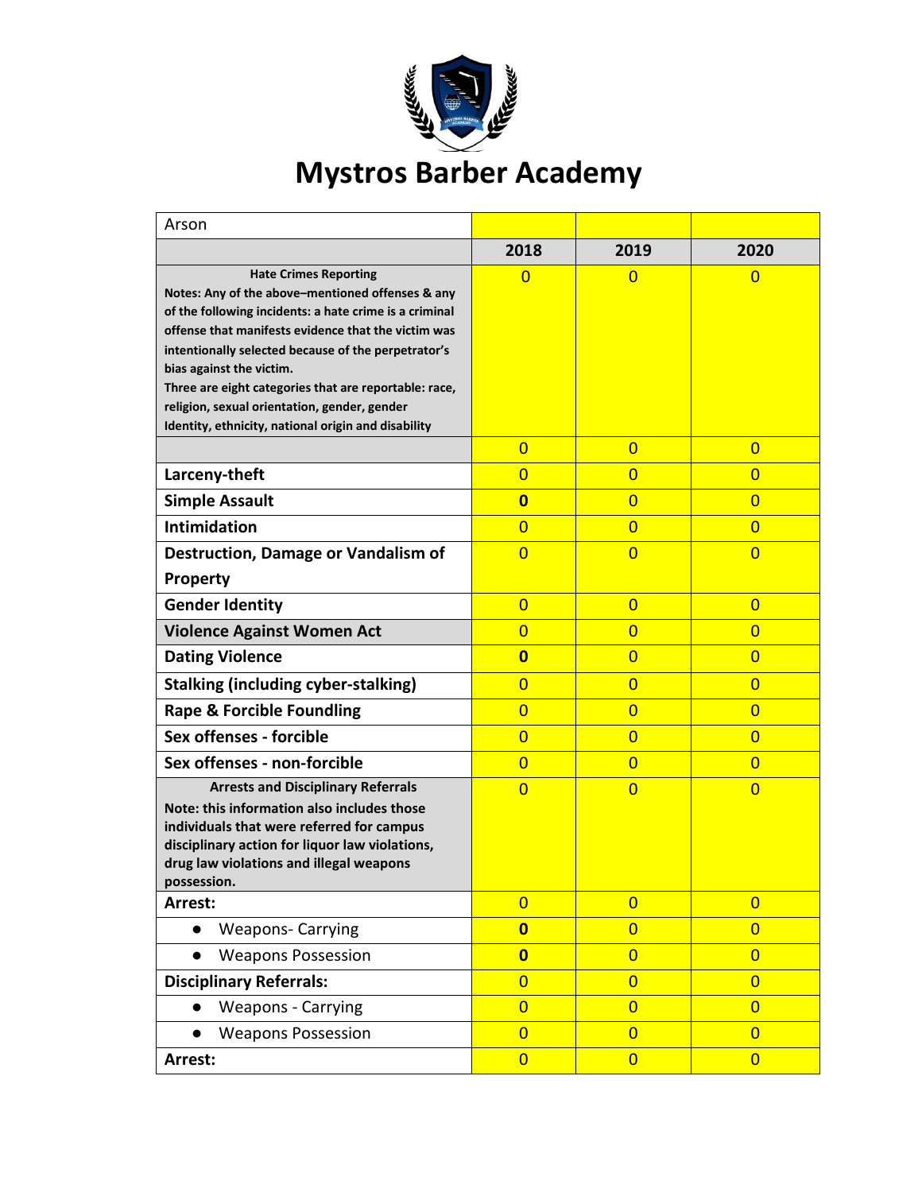# Mystros Barber Academy

| Arson | | | |
|---|---|---|---|
| | **2018** | **2019** | **2020** |
| **Hate Crimes Reporting**<br>**Notes: Any of the above–mentioned offenses & any of the following incidents: a hate crime is a criminal offense that manifests evidence that the victim was intentionally selected because of the perpetrator's bias against the victim.**<br>**Three are eight categories that are reportable: race, religion, sexual orientation, gender, gender Identity, ethnicity, national origin and disability** | 0 | 0 | 0 |
| | 0 | 0 | 0 |
| **Larceny-theft** | 0 | 0 | 0 |
| **Simple Assault** | **0** | 0 | 0 |
| **Intimidation** | 0 | 0 | 0 |
| **Destruction, Damage or Vandalism of Property** | 0 | 0 | 0 |
| **Gender Identity** | 0 | 0 | 0 |
| **Violence Against Women Act** | 0 | 0 | 0 |
| **Dating Violence** | **0** | 0 | 0 |
| **Stalking (including cyber-stalking)** | 0 | 0 | 0 |
| **Rape & Forcible Foundling** | 0 | 0 | 0 |
| **Sex offenses - forcible** | 0 | 0 | 0 |
| **Sex offenses - non-forcible** | 0 | 0 | 0 |
| **Arrests and Disciplinary Referrals**<br>**Note: this information also includes those individuals that were referred for campus disciplinary action for liquor law violations, drug law violations and illegal weapons possession.** | 0 | 0 | 0 |
| **Arrest:** | 0 | 0 | 0 |
| ● Weapons- Carrying | **0** | 0 | 0 |
| ● Weapons Possession | **0** | 0 | 0 |
| **Disciplinary Referrals:** | 0 | 0 | 0 |
| ● Weapons - Carrying | 0 | 0 | 0 |
| ● Weapons Possession | 0 | 0 | 0 |
| **Arrest:** | 0 | 0 | 0 |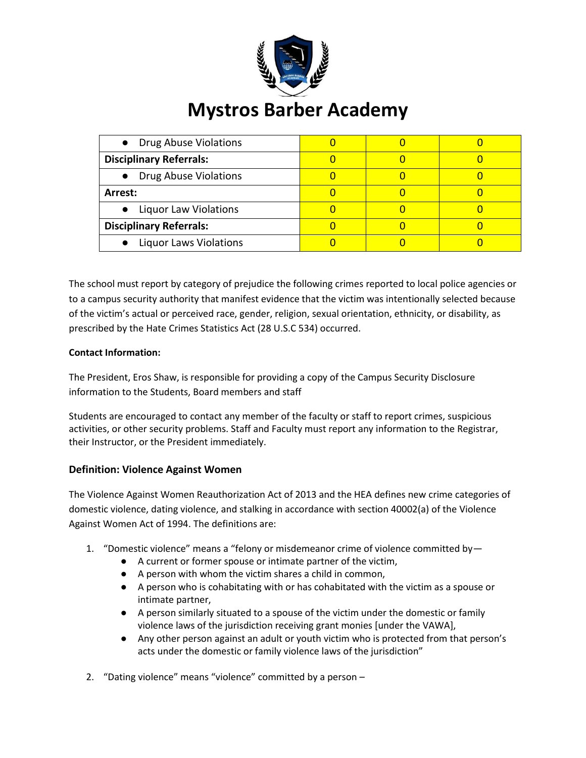# Mystros Barber Academy

| | | | |
|---|---|---|---|
| ● Drug Abuse Violations | 0 | 0 | 0 |
| **Disciplinary Referrals:** | 0 | 0 | 0 |
| ● Drug Abuse Violations | 0 | 0 | 0 |
| **Arrest:** | 0 | 0 | 0 |
| ● Liquor Law Violations | 0 | 0 | 0 |
| **Disciplinary Referrals:** | 0 | 0 | 0 |
| ● Liquor Laws Violations | 0 | 0 | 0 |

The school must report by category of prejudice the following crimes reported to local police agencies or to a campus security authority that manifest evidence that the victim was intentionally selected because of the victim's actual or perceived race, gender, religion, sexual orientation, ethnicity, or disability, as prescribed by the Hate Crimes Statistics Act (28 U.S.C 534) occurred.

**Contact Information:**

The President, Eros Shaw, is responsible for providing a copy of the Campus Security Disclosure information to the Students, Board members and staff

Students are encouraged to contact any member of the faculty or staff to report crimes, suspicious activities, or other security problems. Staff and Faculty must report any information to the Registrar, their Instructor, or the President immediately.

### Definition: Violence Against Women

The Violence Against Women Reauthorization Act of 2013 and the HEA defines new crime categories of domestic violence, dating violence, and stalking in accordance with section 40002(a) of the Violence Against Women Act of 1994. The definitions are:

1. "Domestic violence" means a "felony or misdemeanor crime of violence committed by—
   - A current or former spouse or intimate partner of the victim,
   - A person with whom the victim shares a child in common,
   - A person who is cohabitating with or has cohabitated with the victim as a spouse or intimate partner,
   - A person similarly situated to a spouse of the victim under the domestic or family violence laws of the jurisdiction receiving grant monies [under the VAWA],
   - Any other person against an adult or youth victim who is protected from that person's acts under the domestic or family violence laws of the jurisdiction"
2. "Dating violence" means "violence" committed by a person –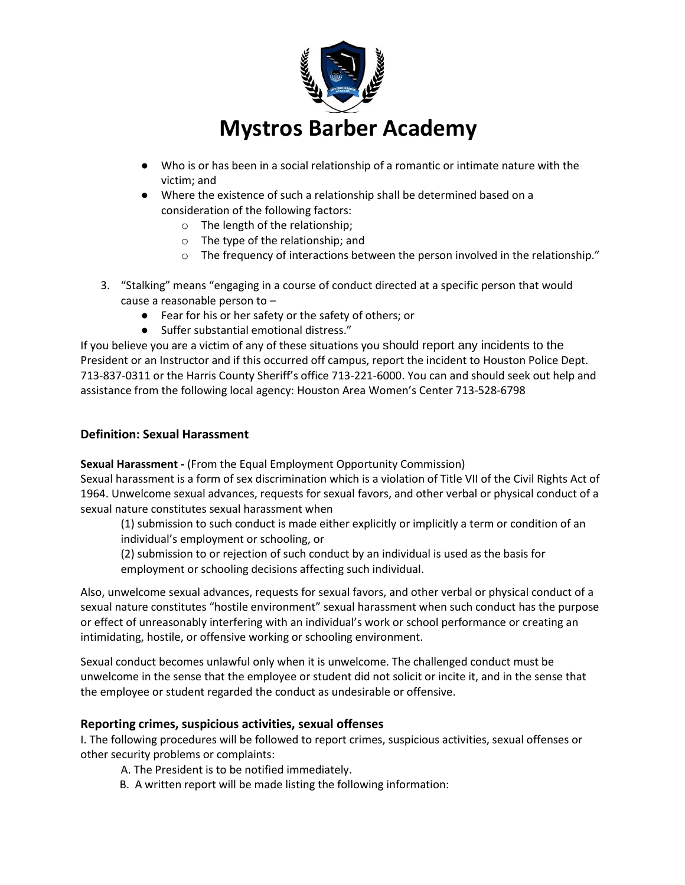- Who is or has been in a social relationship of a romantic or intimate nature with the victim; and
- Where the existence of such a relationship shall be determined based on a consideration of the following factors:
    - The length of the relationship;
    - The type of the relationship; and
    - The frequency of interactions between the person involved in the relationship."

3. "Stalking" means "engaging in a course of conduct directed at a specific person that would cause a reasonable person to –
    - Fear for his or her safety or the safety of others; or
    - Suffer substantial emotional distress."

If you believe you are a victim of any of these situations you should report any incidents to the President or an Instructor and if this occurred off campus, report the incident to Houston Police Dept. 713-837-0311 or the Harris County Sheriff's office 713-221-6000. You can and should seek out help and assistance from the following local agency: Houston Area Women's Center 713-528-6798

### Definition: Sexual Harassment

**Sexual Harassment -** (From the Equal Employment Opportunity Commission)
Sexual harassment is a form of sex discrimination which is a violation of Title VII of the Civil Rights Act of 1964. Unwelcome sexual advances, requests for sexual favors, and other verbal or physical conduct of a sexual nature constitutes sexual harassment when

(1) submission to such conduct is made either explicitly or implicitly a term or condition of an individual's employment or schooling, or

(2) submission to or rejection of such conduct by an individual is used as the basis for employment or schooling decisions affecting such individual.

Also, unwelcome sexual advances, requests for sexual favors, and other verbal or physical conduct of a sexual nature constitutes "hostile environment" sexual harassment when such conduct has the purpose or effect of unreasonably interfering with an individual's work or school performance or creating an intimidating, hostile, or offensive working or schooling environment.

Sexual conduct becomes unlawful only when it is unwelcome. The challenged conduct must be unwelcome in the sense that the employee or student did not solicit or incite it, and in the sense that the employee or student regarded the conduct as undesirable or offensive.

### Reporting crimes, suspicious activities, sexual offenses

I. The following procedures will be followed to report crimes, suspicious activities, sexual offenses or other security problems or complaints:

A. The President is to be notified immediately.

B. A written report will be made listing the following information: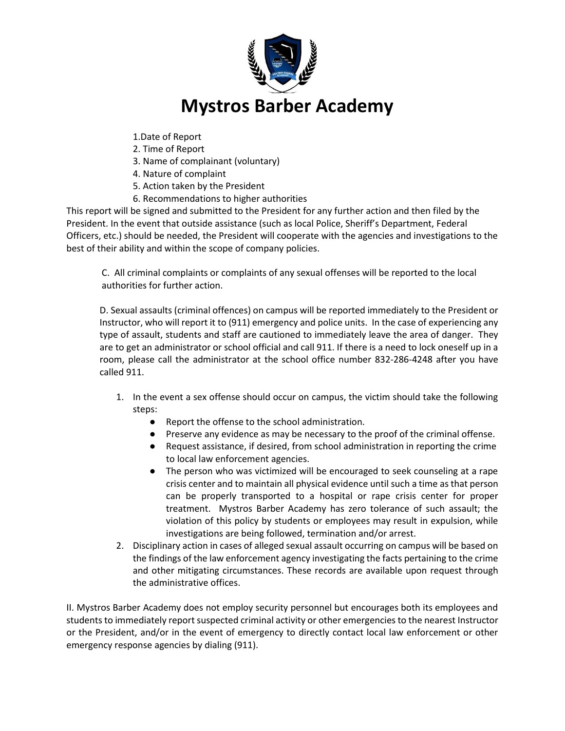# Mystros Barber Academy

1. Date of Report
2. Time of Report
3. Name of complainant (voluntary)
4. Nature of complaint
5. Action taken by the President
6. Recommendations to higher authorities

This report will be signed and submitted to the President for any further action and then filed by the President. In the event that outside assistance (such as local Police, Sheriff's Department, Federal Officers, etc.) should be needed, the President will cooperate with the agencies and investigations to the best of their ability and within the scope of company policies.

C. All criminal complaints or complaints of any sexual offenses will be reported to the local authorities for further action.

D. Sexual assaults (criminal offences) on campus will be reported immediately to the President or Instructor, who will report it to (911) emergency and police units. In the case of experiencing any type of assault, students and staff are cautioned to immediately leave the area of danger. They are to get an administrator or school official and call 911. If there is a need to lock oneself up in a room, please call the administrator at the school office number 832-286-4248 after you have called 911.

1. In the event a sex offense should occur on campus, the victim should take the following steps:
   - Report the offense to the school administration.
   - Preserve any evidence as may be necessary to the proof of the criminal offense.
   - Request assistance, if desired, from school administration in reporting the crime to local law enforcement agencies.
   - The person who was victimized will be encouraged to seek counseling at a rape crisis center and to maintain all physical evidence until such a time as that person can be properly transported to a hospital or rape crisis center for proper treatment. Mystros Barber Academy has zero tolerance of such assault; the violation of this policy by students or employees may result in expulsion, while investigations are being followed, termination and/or arrest.
2. Disciplinary action in cases of alleged sexual assault occurring on campus will be based on the findings of the law enforcement agency investigating the facts pertaining to the crime and other mitigating circumstances. These records are available upon request through the administrative offices.

II. Mystros Barber Academy does not employ security personnel but encourages both its employees and students to immediately report suspected criminal activity or other emergencies to the nearest Instructor or the President, and/or in the event of emergency to directly contact local law enforcement or other emergency response agencies by dialing (911).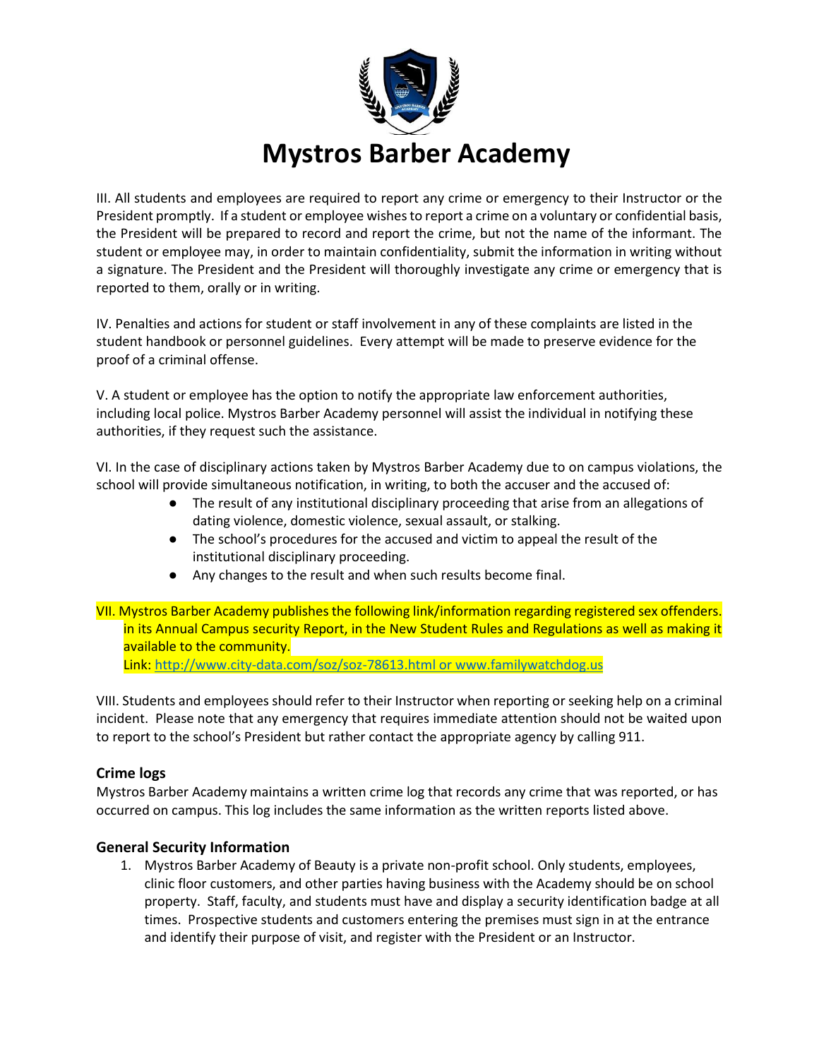# Mystros Barber Academy

III. All students and employees are required to report any crime or emergency to their Instructor or the President promptly. If a student or employee wishes to report a crime on a voluntary or confidential basis, the President will be prepared to record and report the crime, but not the name of the informant. The student or employee may, in order to maintain confidentiality, submit the information in writing without a signature. The President and the President will thoroughly investigate any crime or emergency that is reported to them, orally or in writing.

IV. Penalties and actions for student or staff involvement in any of these complaints are listed in the student handbook or personnel guidelines. Every attempt will be made to preserve evidence for the proof of a criminal offense.

V. A student or employee has the option to notify the appropriate law enforcement authorities, including local police. Mystros Barber Academy personnel will assist the individual in notifying these authorities, if they request such the assistance.

VI. In the case of disciplinary actions taken by Mystros Barber Academy due to on campus violations, the school will provide simultaneous notification, in writing, to both the accuser and the accused of:

- The result of any institutional disciplinary proceeding that arise from an allegations of dating violence, domestic violence, sexual assault, or stalking.
- The school's procedures for the accused and victim to appeal the result of the institutional disciplinary proceeding.
- Any changes to the result and when such results become final.

VII. Mystros Barber Academy publishes the following link/information regarding registered sex offenders. in its Annual Campus security Report, in the New Student Rules and Regulations as well as making it available to the community.
Link: http://www.city-data.com/soz/soz-78613.html or www.familywatchdog.us

VIII. Students and employees should refer to their Instructor when reporting or seeking help on a criminal incident. Please note that any emergency that requires immediate attention should not be waited upon to report to the school's President but rather contact the appropriate agency by calling 911.

### Crime logs

Mystros Barber Academy maintains a written crime log that records any crime that was reported, or has occurred on campus. This log includes the same information as the written reports listed above.

### General Security Information

1. Mystros Barber Academy of Beauty is a private non-profit school. Only students, employees, clinic floor customers, and other parties having business with the Academy should be on school property. Staff, faculty, and students must have and display a security identification badge at all times. Prospective students and customers entering the premises must sign in at the entrance and identify their purpose of visit, and register with the President or an Instructor.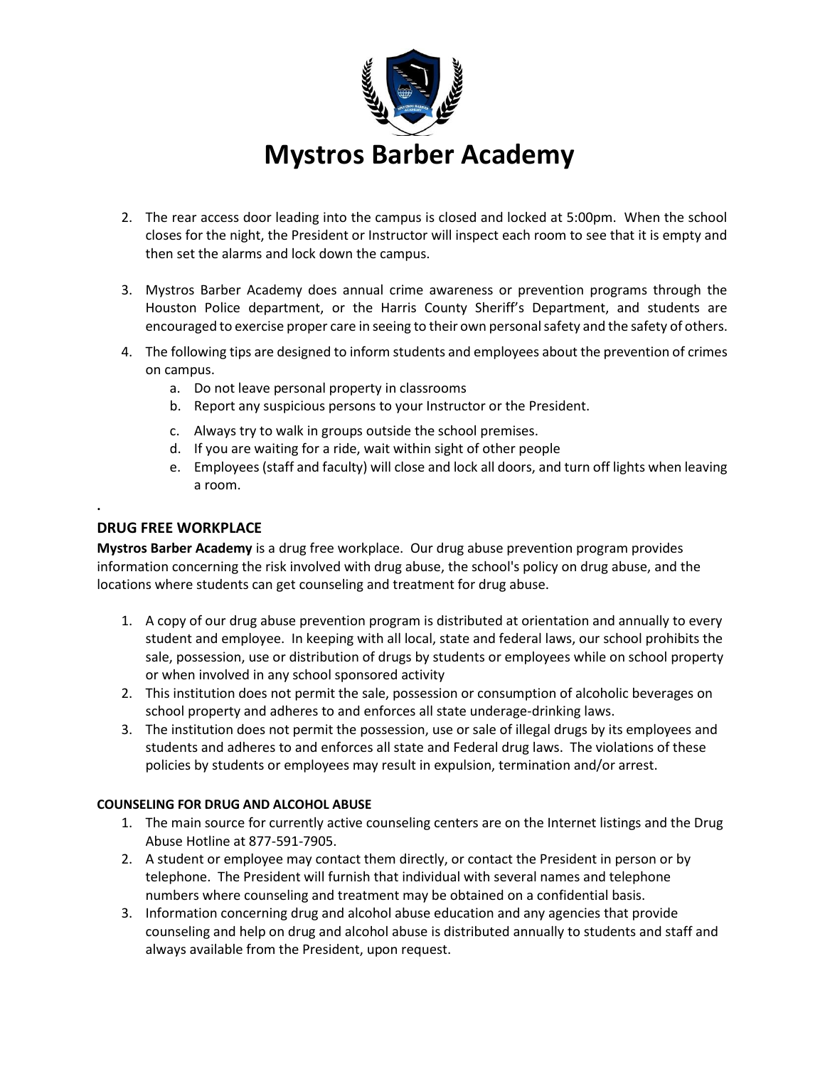# Mystros Barber Academy

2. The rear access door leading into the campus is closed and locked at 5:00pm. When the school closes for the night, the President or Instructor will inspect each room to see that it is empty and then set the alarms and lock down the campus.

3. Mystros Barber Academy does annual crime awareness or prevention programs through the Houston Police department, or the Harris County Sheriff's Department, and students are encouraged to exercise proper care in seeing to their own personal safety and the safety of others.

4. The following tips are designed to inform students and employees about the prevention of crimes on campus.
   a. Do not leave personal property in classrooms
   b. Report any suspicious persons to your Instructor or the President.
   c. Always try to walk in groups outside the school premises.
   d. If you are waiting for a ride, wait within sight of other people
   e. Employees (staff and faculty) will close and lock all doors, and turn off lights when leaving a room.

.

## DRUG FREE WORKPLACE

**Mystros Barber Academy** is a drug free workplace. Our drug abuse prevention program provides information concerning the risk involved with drug abuse, the school's policy on drug abuse, and the locations where students can get counseling and treatment for drug abuse.

1. A copy of our drug abuse prevention program is distributed at orientation and annually to every student and employee. In keeping with all local, state and federal laws, our school prohibits the sale, possession, use or distribution of drugs by students or employees while on school property or when involved in any school sponsored activity
2. This institution does not permit the sale, possession or consumption of alcoholic beverages on school property and adheres to and enforces all state underage-drinking laws.
3. The institution does not permit the possession, use or sale of illegal drugs by its employees and students and adheres to and enforces all state and Federal drug laws. The violations of these policies by students or employees may result in expulsion, termination and/or arrest.

### COUNSELING FOR DRUG AND ALCOHOL ABUSE

1. The main source for currently active counseling centers are on the Internet listings and the Drug Abuse Hotline at 877-591-7905.
2. A student or employee may contact them directly, or contact the President in person or by telephone. The President will furnish that individual with several names and telephone numbers where counseling and treatment may be obtained on a confidential basis.
3. Information concerning drug and alcohol abuse education and any agencies that provide counseling and help on drug and alcohol abuse is distributed annually to students and staff and always available from the President, upon request.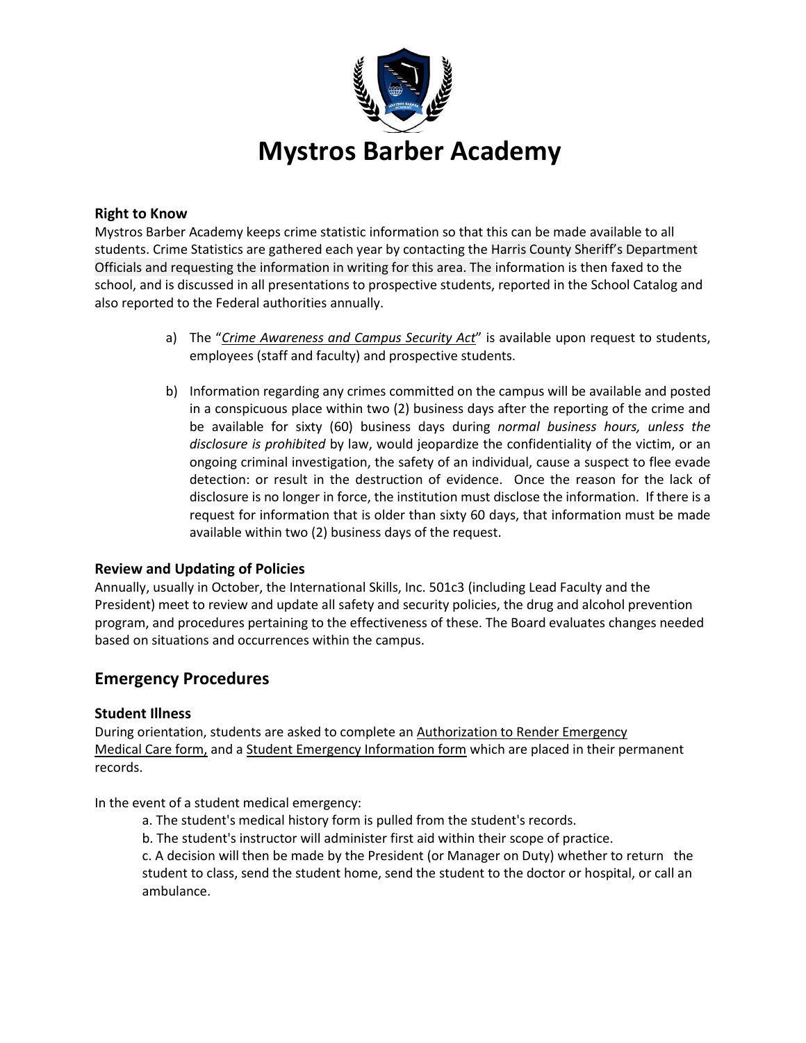# Mystros Barber Academy

### Right to Know

Mystros Barber Academy keeps crime statistic information so that this can be made available to all students. Crime Statistics are gathered each year by contacting the Harris County Sheriff's Department Officials and requesting the information in writing for this area. The information is then faxed to the school, and is discussed in all presentations to prospective students, reported in the School Catalog and also reported to the Federal authorities annually.

a) The "*Crime Awareness and Campus Security Act*" is available upon request to students, employees (staff and faculty) and prospective students.

b) Information regarding any crimes committed on the campus will be available and posted in a conspicuous place within two (2) business days after the reporting of the crime and be available for sixty (60) business days during *normal business hours, unless the disclosure is prohibited* by law, would jeopardize the confidentiality of the victim, or an ongoing criminal investigation, the safety of an individual, cause a suspect to flee evade detection: or result in the destruction of evidence. Once the reason for the lack of disclosure is no longer in force, the institution must disclose the information. If there is a request for information that is older than sixty 60 days, that information must be made available within two (2) business days of the request.

### Review and Updating of Policies

Annually, usually in October, the International Skills, Inc. 501c3 (including Lead Faculty and the President) meet to review and update all safety and security policies, the drug and alcohol prevention program, and procedures pertaining to the effectiveness of these. The Board evaluates changes needed based on situations and occurrences within the campus.

## Emergency Procedures

### Student Illness

During orientation, students are asked to complete an Authorization to Render Emergency Medical Care form, and a Student Emergency Information form which are placed in their permanent records.

In the event of a student medical emergency:

a. The student's medical history form is pulled from the student's records.
b. The student's instructor will administer first aid within their scope of practice.
c. A decision will then be made by the President (or Manager on Duty) whether to return the student to class, send the student home, send the student to the doctor or hospital, or call an ambulance.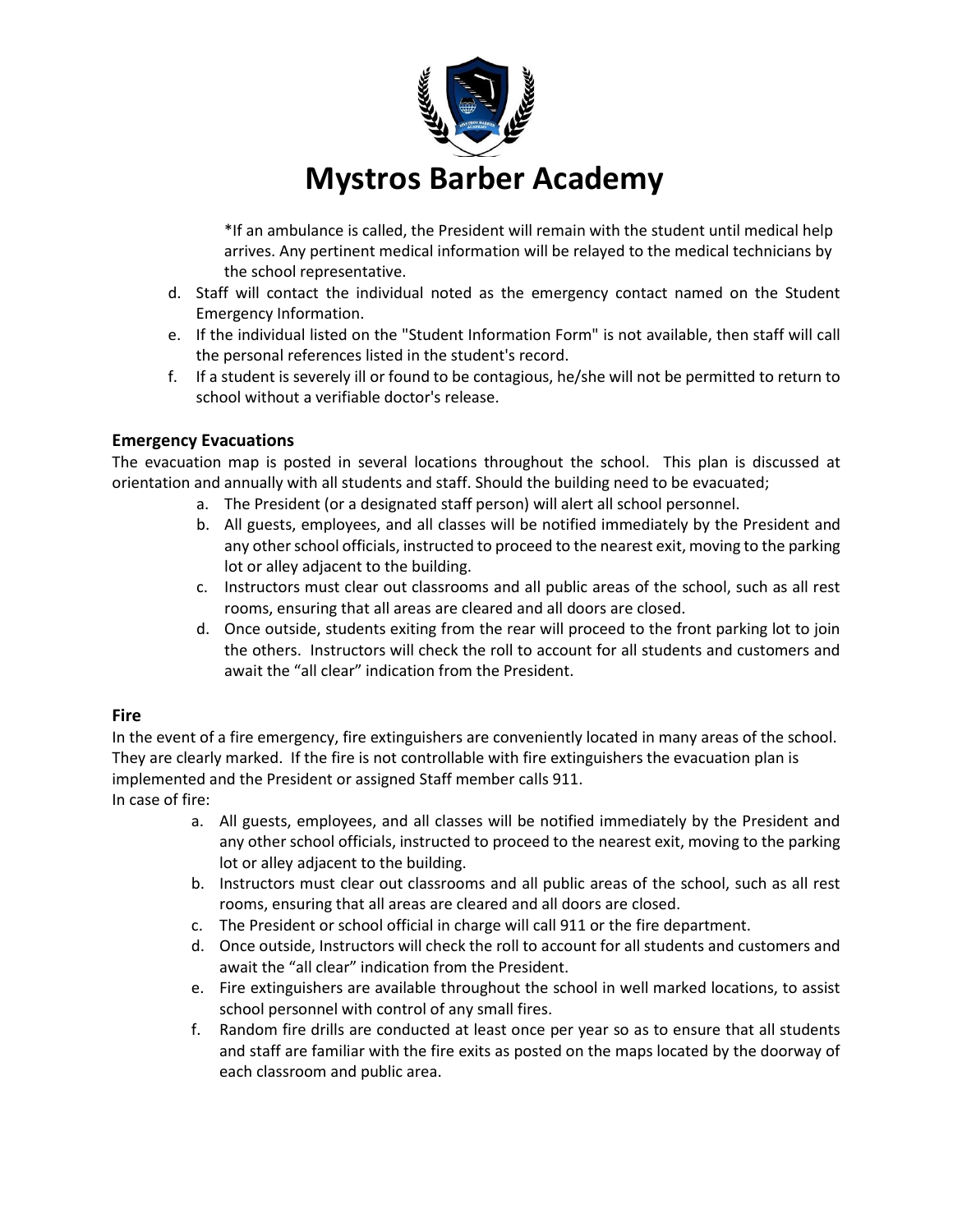# Mystros Barber Academy

*If an ambulance is called, the President will remain with the student until medical help arrives. Any pertinent medical information will be relayed to the medical technicians by the school representative.

d. Staff will contact the individual noted as the emergency contact named on the Student Emergency Information.
e. If the individual listed on the "Student Information Form" is not available, then staff will call the personal references listed in the student's record.
f. If a student is severely ill or found to be contagious, he/she will not be permitted to return to school without a verifiable doctor's release.

### Emergency Evacuations

The evacuation map is posted in several locations throughout the school. This plan is discussed at orientation and annually with all students and staff. Should the building need to be evacuated;

a. The President (or a designated staff person) will alert all school personnel.
b. All guests, employees, and all classes will be notified immediately by the President and any other school officials, instructed to proceed to the nearest exit, moving to the parking lot or alley adjacent to the building.
c. Instructors must clear out classrooms and all public areas of the school, such as all rest rooms, ensuring that all areas are cleared and all doors are closed.
d. Once outside, students exiting from the rear will proceed to the front parking lot to join the others. Instructors will check the roll to account for all students and customers and await the "all clear" indication from the President.

### Fire

In the event of a fire emergency, fire extinguishers are conveniently located in many areas of the school. They are clearly marked. If the fire is not controllable with fire extinguishers the evacuation plan is implemented and the President or assigned Staff member calls 911.

In case of fire:

a. All guests, employees, and all classes will be notified immediately by the President and any other school officials, instructed to proceed to the nearest exit, moving to the parking lot or alley adjacent to the building.
b. Instructors must clear out classrooms and all public areas of the school, such as all rest rooms, ensuring that all areas are cleared and all doors are closed.
c. The President or school official in charge will call 911 or the fire department.
d. Once outside, Instructors will check the roll to account for all students and customers and await the "all clear" indication from the President.
e. Fire extinguishers are available throughout the school in well marked locations, to assist school personnel with control of any small fires.
f. Random fire drills are conducted at least once per year so as to ensure that all students and staff are familiar with the fire exits as posted on the maps located by the doorway of each classroom and public area.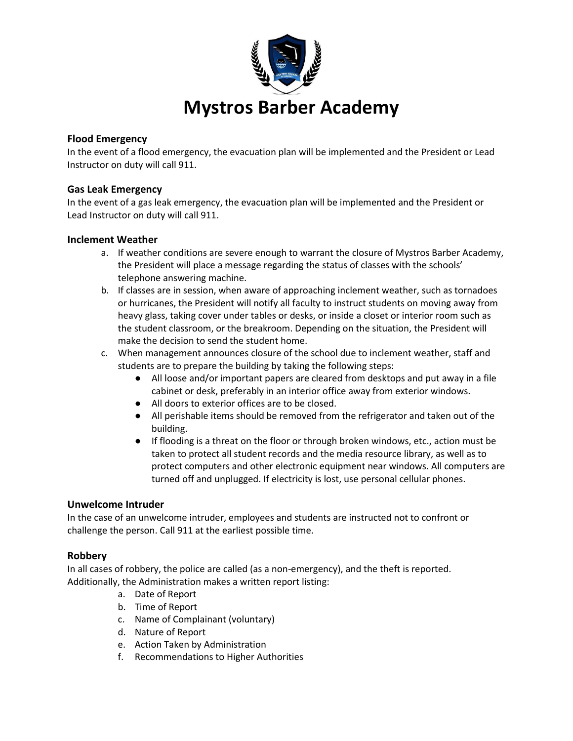# Mystros Barber Academy

### Flood Emergency

In the event of a flood emergency, the evacuation plan will be implemented and the President or Lead Instructor on duty will call 911.

### Gas Leak Emergency

In the event of a gas leak emergency, the evacuation plan will be implemented and the President or Lead Instructor on duty will call 911.

### Inclement Weather

a. If weather conditions are severe enough to warrant the closure of Mystros Barber Academy, the President will place a message regarding the status of classes with the schools' telephone answering machine.
b. If classes are in session, when aware of approaching inclement weather, such as tornadoes or hurricanes, the President will notify all faculty to instruct students on moving away from heavy glass, taking cover under tables or desks, or inside a closet or interior room such as the student classroom, or the breakroom. Depending on the situation, the President will make the decision to send the student home.
c. When management announces closure of the school due to inclement weather, staff and students are to prepare the building by taking the following steps:
    - All loose and/or important papers are cleared from desktops and put away in a file cabinet or desk, preferably in an interior office away from exterior windows.
    - All doors to exterior offices are to be closed.
    - All perishable items should be removed from the refrigerator and taken out of the building.
    - If flooding is a threat on the floor or through broken windows, etc., action must be taken to protect all student records and the media resource library, as well as to protect computers and other electronic equipment near windows. All computers are turned off and unplugged. If electricity is lost, use personal cellular phones.

### Unwelcome Intruder

In the case of an unwelcome intruder, employees and students are instructed not to confront or challenge the person. Call 911 at the earliest possible time.

### Robbery

In all cases of robbery, the police are called (as a non-emergency), and the theft is reported. Additionally, the Administration makes a written report listing:

a. Date of Report
b. Time of Report
c. Name of Complainant (voluntary)
d. Nature of Report
e. Action Taken by Administration
f. Recommendations to Higher Authorities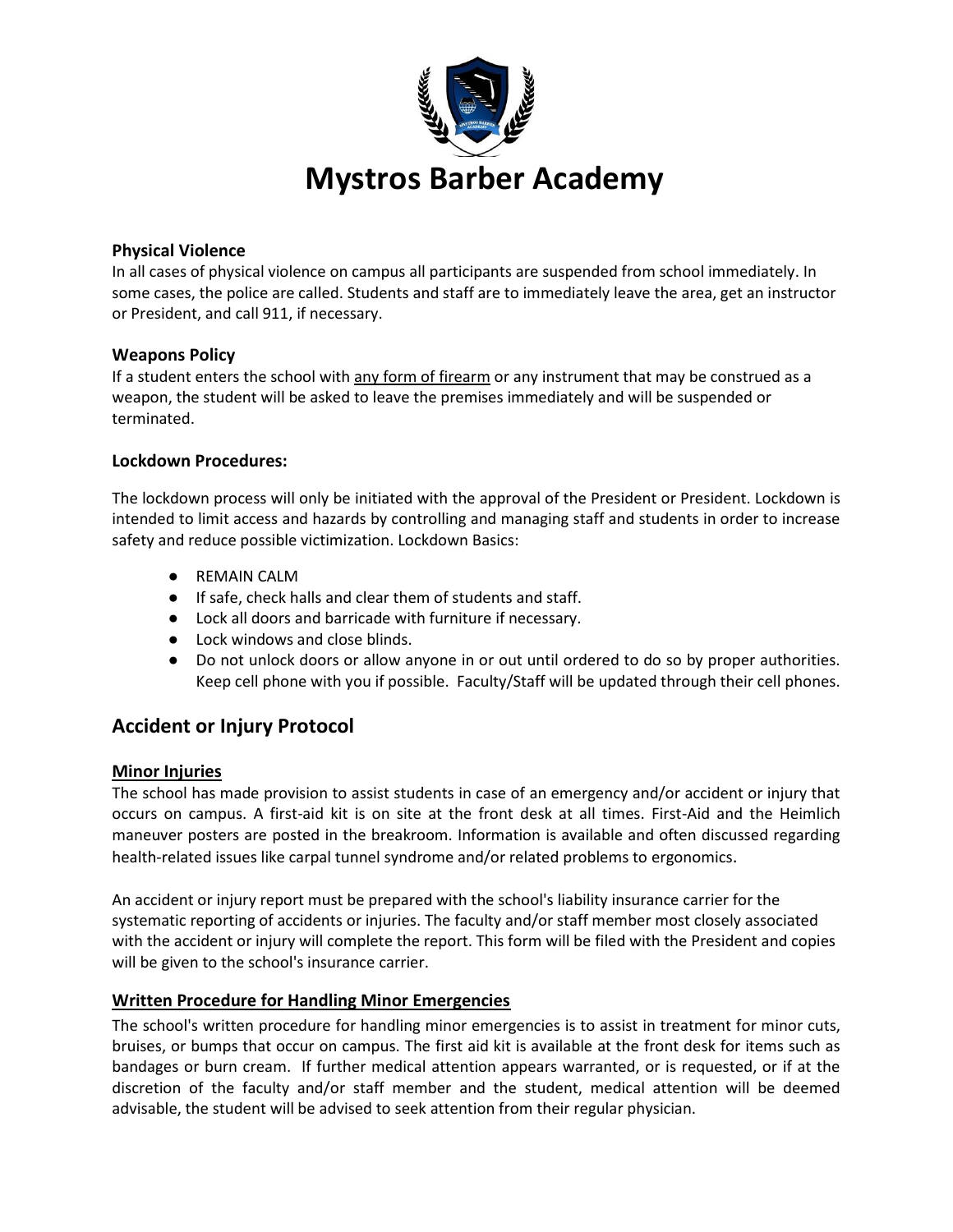# Mystros Barber Academy

### Physical Violence

In all cases of physical violence on campus all participants are suspended from school immediately. In some cases, the police are called. Students and staff are to immediately leave the area, get an instructor or President, and call 911, if necessary.

### Weapons Policy

If a student enters the school with <u>any form of firearm</u> or any instrument that may be construed as a weapon, the student will be asked to leave the premises immediately and will be suspended or terminated.

### Lockdown Procedures:

The lockdown process will only be initiated with the approval of the President or President. Lockdown is intended to limit access and hazards by controlling and managing staff and students in order to increase safety and reduce possible victimization. Lockdown Basics:

- REMAIN CALM
- If safe, check halls and clear them of students and staff.
- Lock all doors and barricade with furniture if necessary.
- Lock windows and close blinds.
- Do not unlock doors or allow anyone in or out until ordered to do so by proper authorities. Keep cell phone with you if possible. Faculty/Staff will be updated through their cell phones.

## Accident or Injury Protocol

### <u>Minor Injuries</u>

The school has made provision to assist students in case of an emergency and/or accident or injury that occurs on campus. A first-aid kit is on site at the front desk at all times. First-Aid and the Heimlich maneuver posters are posted in the breakroom. Information is available and often discussed regarding health-related issues like carpal tunnel syndrome and/or related problems to ergonomics.

An accident or injury report must be prepared with the school's liability insurance carrier for the systematic reporting of accidents or injuries. The faculty and/or staff member most closely associated with the accident or injury will complete the report. This form will be filed with the President and copies will be given to the school's insurance carrier.

### <u>Written Procedure for Handling Minor Emergencies</u>

The school's written procedure for handling minor emergencies is to assist in treatment for minor cuts, bruises, or bumps that occur on campus. The first aid kit is available at the front desk for items such as bandages or burn cream. If further medical attention appears warranted, or is requested, or if at the discretion of the faculty and/or staff member and the student, medical attention will be deemed advisable, the student will be advised to seek attention from their regular physician.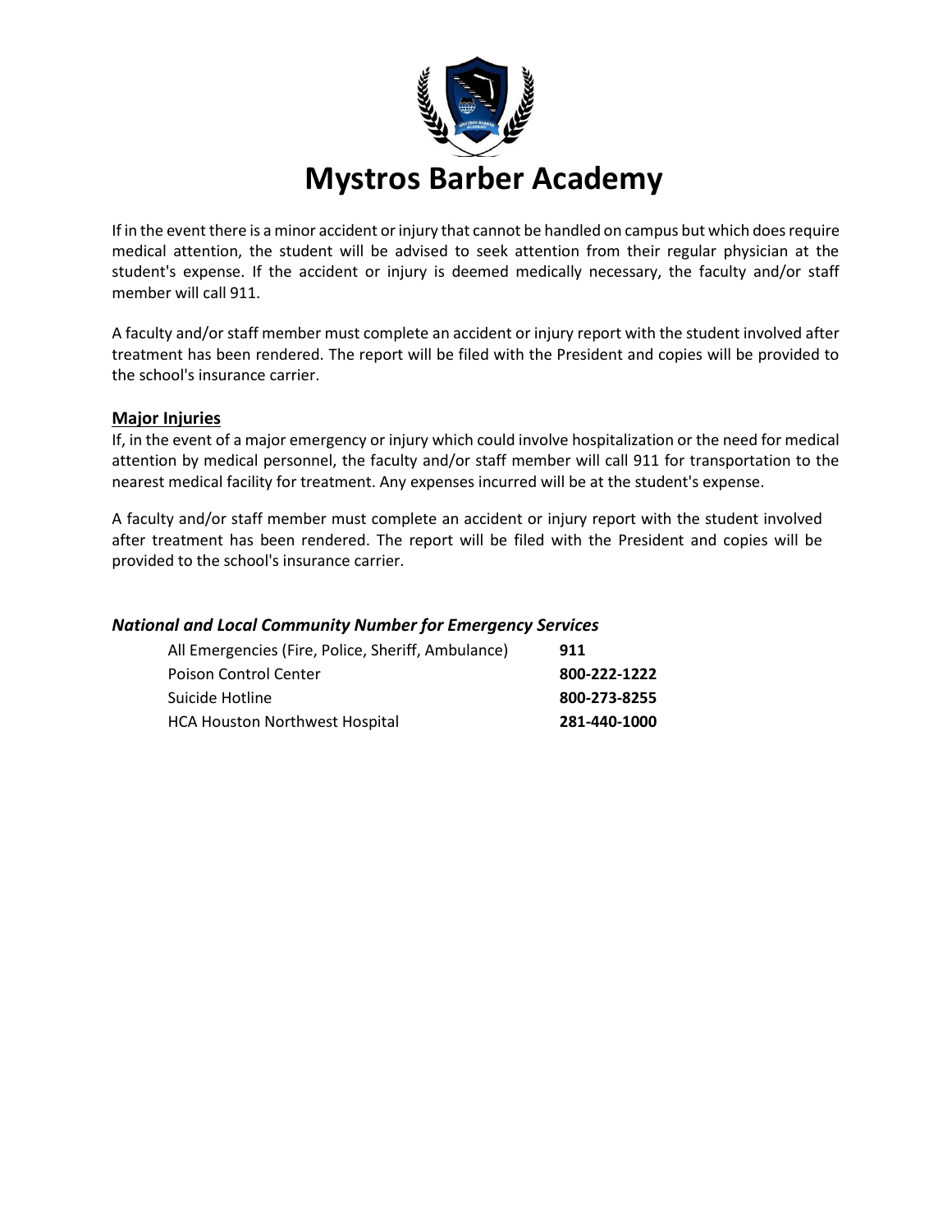# Mystros Barber Academy

If in the event there is a minor accident or injury that cannot be handled on campus but which does require medical attention, the student will be advised to seek attention from their regular physician at the student's expense. If the accident or injury is deemed medically necessary, the faculty and/or staff member will call 911.

A faculty and/or staff member must complete an accident or injury report with the student involved after treatment has been rendered. The report will be filed with the President and copies will be provided to the school's insurance carrier.

**Major Injuries**

If, in the event of a major emergency or injury which could involve hospitalization or the need for medical attention by medical personnel, the faculty and/or staff member will call 911 for transportation to the nearest medical facility for treatment. Any expenses incurred will be at the student's expense.

A faculty and/or staff member must complete an accident or injury report with the student involved after treatment has been rendered. The report will be filed with the President and copies will be provided to the school's insurance carrier.

***National and Local Community Number for Emergency Services***

| | |
|---|---|
| All Emergencies (Fire, Police, Sheriff, Ambulance) | **911** |
| Poison Control Center | **800-222-1222** |
| Suicide Hotline | **800-273-8255** |
| HCA Houston Northwest Hospital | **281-440-1000** |